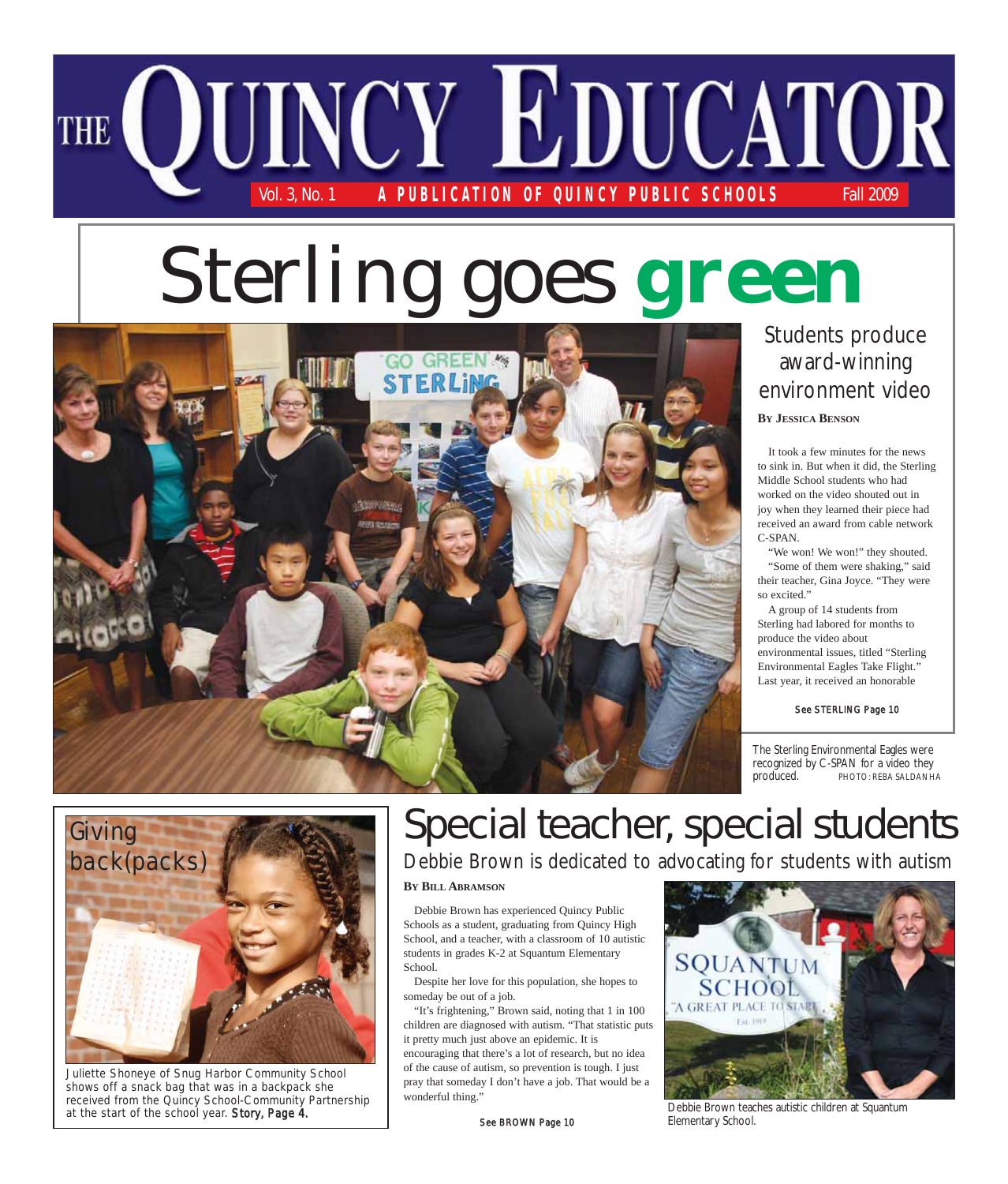# THE QUINCY EDUCATOR

Vol. 3, No. 1 — A PUBLICATION OF QUINCY PUBLIC SCHOOLS — Fall 2009

# Sterling goes green

## Students produce award-winning environment video

**By Jessica Benson**

It took a few minutes for the news to sink in. But when it did, the Sterling Middle School students who had worked on the video shouted out in joy when they learned their piece had received an award from cable network C-SPAN.

"We won! We won!" they shouted.

"Some of them were shaking," said their teacher, Gina Joyce. "They were so excited."

A group of 14 students from Sterling had labored for months to produce the video about environmental issues, titled "Sterling Environmental Eagles Take Flight." Last year, it received an honorable

**See STERLING Page 10**

The Sterling Environmental Eagles were recognized by C-SPAN for a video they produced. PHOTO: REBA SALDANHA

## Giving back(packs)

Juliette Shoneye of Snug Harbor Community School shows off a snack bag that was in a backpack she received from the Quincy School-Community Partnership at the start of the school year. **Story, Page 4.**

# Special teacher, special students

## Debbie Brown is dedicated to advocating for students with autism

**By Bill Abramson**

Debbie Brown has experienced Quincy Public Schools as a student, graduating from Quincy High School, and a teacher, with a classroom of 10 autistic students in grades K-2 at Squantum Elementary School.

Despite her love for this population, she hopes to someday be out of a job.

"It's frightening," Brown said, noting that 1 in 100 children are diagnosed with autism. "That statistic puts it pretty much just above an epidemic. It is encouraging that there's a lot of research, but no idea of the cause of autism, so prevention is tough. I just pray that someday I don't have a job. That would be a wonderful thing."

**See BROWN Page 10**

Debbie Brown teaches autistic children at Squantum Elementary School.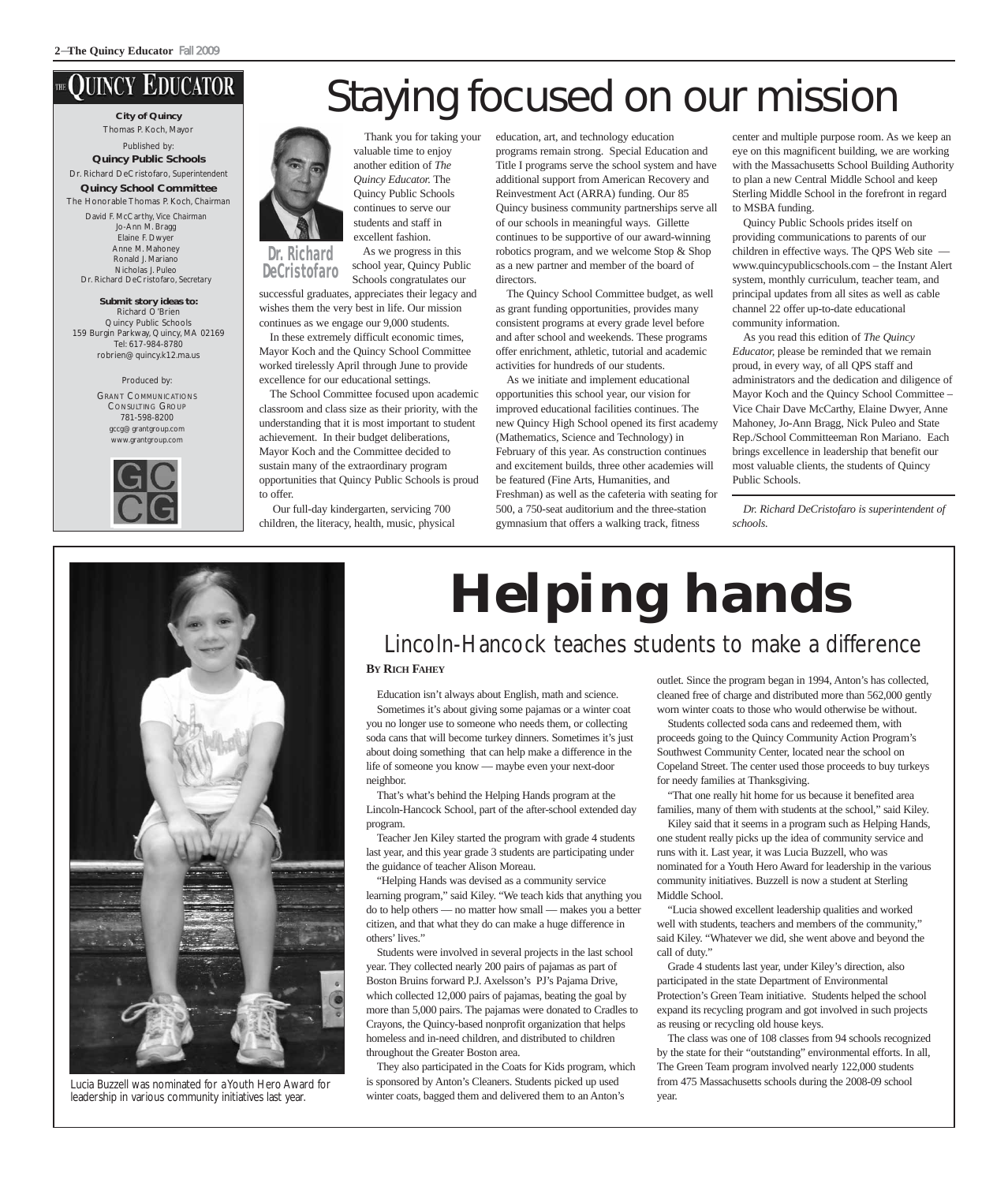# THE QUINCY EDUCATOR

**City of Quincy**
Thomas P. Koch, Mayor

Published by:
**Quincy Public Schools**
Dr. Richard DeCristofaro, Superintendent

**Quincy School Committee**
The Honorable Thomas P. Koch, Chairman
David F. McCarthy, Vice Chairman
Jo-Ann M. Bragg
Elaine F. Dwyer
Anne M. Mahoney
Ronald J. Mariano
Nicholas J. Puleo
Dr. Richard DeCristofaro, Secretary

**Submit story ideas to:**
Richard O'Brien
Quincy Public Schools
159 Burgin Parkway, Quincy, MA 02169
Tel: 617-984-8780
robrien@quincy.k12.ma.us

Produced by:
GRANT COMMUNICATIONS CONSULTING GROUP
781-598-8200
gccg@grantgroup.com
www.grantgroup.com

GC CG

# Staying focused on our mission

Dr. Richard DeCristofaro

Thank you for taking your valuable time to enjoy another edition of *The Quincy Educator.* The Quincy Public Schools continues to serve our students and staff in excellent fashion.

As we progress in this school year, Quincy Public Schools congratulates our successful graduates, appreciates their legacy and wishes them the very best in life. Our mission continues as we engage our 9,000 students.

In these extremely difficult economic times, Mayor Koch and the Quincy School Committee worked tirelessly April through June to provide excellence for our educational settings.

The School Committee focused upon academic classroom and class size as their priority, with the understanding that it is most important to student achievement. In their budget deliberations, Mayor Koch and the Committee decided to sustain many of the extraordinary program opportunities that Quincy Public Schools is proud to offer.

Our full-day kindergarten, servicing 700 children, the literacy, health, music, physical education, art, and technology education programs remain strong. Special Education and Title I programs serve the school system and have additional support from American Recovery and Reinvestment Act (ARRA) funding. Our 85 Quincy business community partnerships serve all of our schools in meaningful ways. Gillette continues to be supportive of our award-winning robotics program, and we welcome Stop & Shop as a new partner and member of the board of directors.

The Quincy School Committee budget, as well as grant funding opportunities, provides many consistent programs at every grade level before and after school and weekends. These programs offer enrichment, athletic, tutorial and academic activities for hundreds of our students.

As we initiate and implement educational opportunities this school year, our vision for improved educational facilities continues. The new Quincy High School opened its first academy (Mathematics, Science and Technology) in February of this year. As construction continues and excitement builds, three other academies will be featured (Fine Arts, Humanities, and Freshman) as well as the cafeteria with seating for 500, a 750-seat auditorium and the three-station gymnasium that offers a walking track, fitness center and multiple purpose room. As we keep an eye on this magnificent building, we are working with the Massachusetts School Building Authority to plan a new Central Middle School and keep Sterling Middle School in the forefront in regard to MSBA funding.

Quincy Public Schools prides itself on providing communications to parents of our children in effective ways. The QPS Web site — www.quincypublicschools.com – the Instant Alert system, monthly curriculum, teacher team, and principal updates from all sites as well as cable channel 22 offer up-to-date educational community information.

As you read this edition of *The Quincy Educator,* please be reminded that we remain proud, in every way, of all QPS staff and administrators and the dedication and diligence of Mayor Koch and the Quincy School Committee – Vice Chair Dave McCarthy, Elaine Dwyer, Anne Mahoney, Jo-Ann Bragg, Nick Puleo and State Rep./School Committeeman Ron Mariano. Each brings excellence in leadership that benefit our most valuable clients, the students of Quincy Public Schools.

*Dr. Richard DeCristofaro is superintendent of schools.*

# Helping hands

## Lincoln-Hancock teaches students to make a difference

**BY RICH FAHEY**

Education isn't always about English, math and science.

Sometimes it's about giving some pajamas or a winter coat you no longer use to someone who needs them, or collecting soda cans that will become turkey dinners. Sometimes it's just about doing something that can help make a difference in the life of someone you know — maybe even your next-door neighbor.

That's what's behind the Helping Hands program at the Lincoln-Hancock School, part of the after-school extended day program.

Teacher Jen Kiley started the program with grade 4 students last year, and this year grade 3 students are participating under the guidance of teacher Alison Moreau.

"Helping Hands was devised as a community service learning program," said Kiley. "We teach kids that anything you do to help others — no matter how small — makes you a better citizen, and that what they do can make a huge difference in others' lives."

Students were involved in several projects in the last school year. They collected nearly 200 pairs of pajamas as part of Boston Bruins forward P.J. Axelsson's PJ's Pajama Drive, which collected 12,000 pairs of pajamas, beating the goal by more than 5,000 pairs. The pajamas were donated to Cradles to Crayons, the Quincy-based nonprofit organization that helps homeless and in-need children, and distributed to children throughout the Greater Boston area.

They also participated in the Coats for Kids program, which is sponsored by Anton's Cleaners. Students picked up used winter coats, bagged them and delivered them to an Anton's outlet. Since the program began in 1994, Anton's has collected, cleaned free of charge and distributed more than 562,000 gently worn winter coats to those who would otherwise be without.

Students collected soda cans and redeemed them, with proceeds going to the Quincy Community Action Program's Southwest Community Center, located near the school on Copeland Street. The center used those proceeds to buy turkeys for needy families at Thanksgiving.

"That one really hit home for us because it benefited area families, many of them with students at the school," said Kiley.

Kiley said that it seems in a program such as Helping Hands, one student really picks up the idea of community service and runs with it. Last year, it was Lucia Buzzell, who was nominated for a Youth Hero Award for leadership in the various community initiatives. Buzzell is now a student at Sterling Middle School.

"Lucia showed excellent leadership qualities and worked well with students, teachers and members of the community," said Kiley. "Whatever we did, she went above and beyond the call of duty."

Grade 4 students last year, under Kiley's direction, also participated in the state Department of Environmental Protection's Green Team initiative. Students helped the school expand its recycling program and got involved in such projects as reusing or recycling old house keys.

The class was one of 108 classes from 94 schools recognized by the state for their "outstanding" environmental efforts. In all, The Green Team program involved nearly 122,000 students from 475 Massachusetts schools during the 2008-09 school year.

Lucia Buzzell was nominated for a Youth Hero Award for leadership in various community initiatives last year.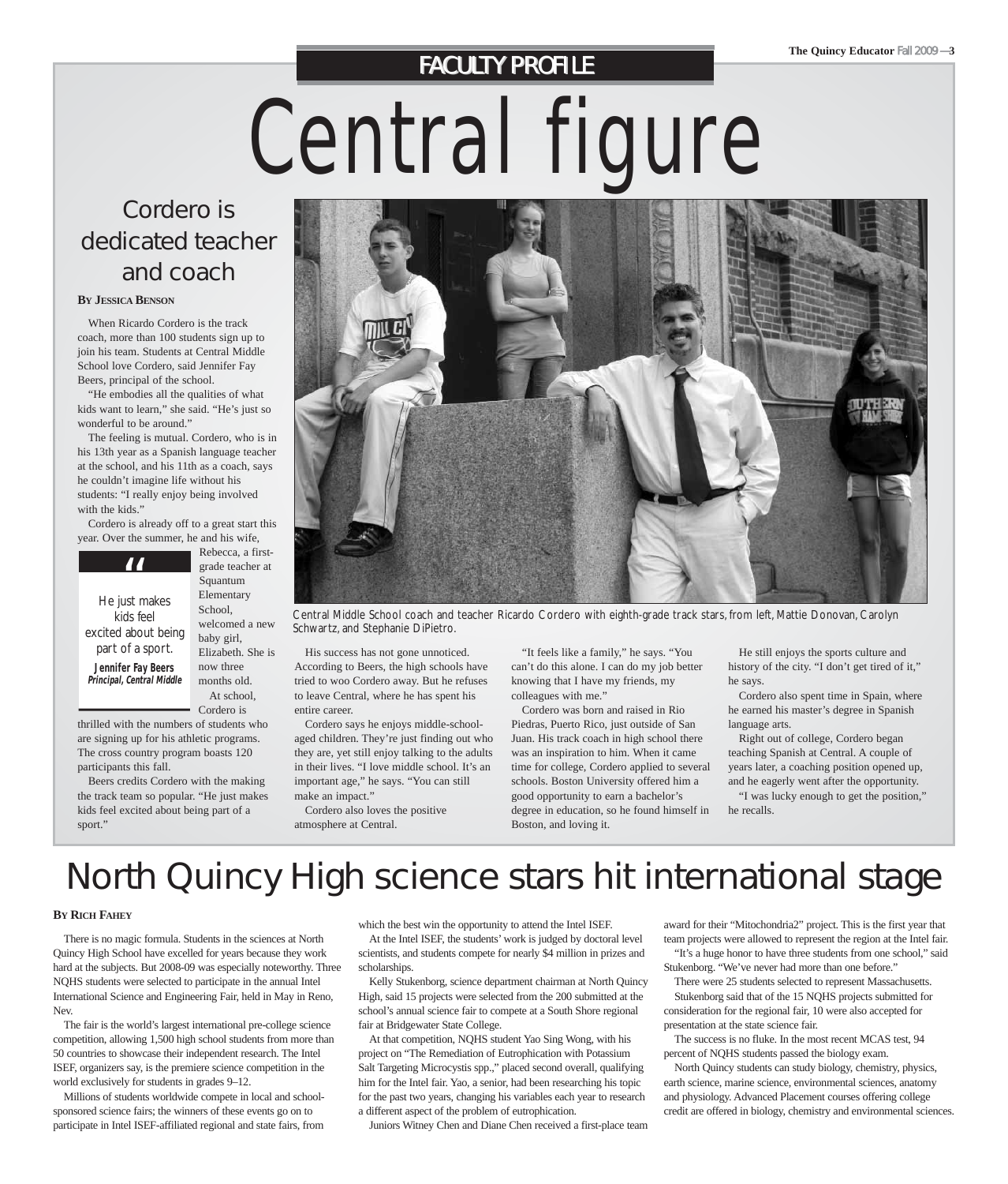FACULTY PROFILE

# Central figure

## Cordero is dedicated teacher and coach

**By Jessica Benson**

When Ricardo Cordero is the track coach, more than 100 students sign up to join his team. Students at Central Middle School love Cordero, said Jennifer Fay Beers, principal of the school.

"He embodies all the qualities of what kids want to learn," she said. "He's just so wonderful to be around."

The feeling is mutual. Cordero, who is in his 13th year as a Spanish language teacher at the school, and his 11th as a coach, says he couldn't imagine life without his students: "I really enjoy being involved with the kids."

Cordero is already off to a great start this year. Over the summer, he and his wife, Rebecca, a first-grade teacher at Squantum Elementary School, welcomed a new baby girl, Elizabeth. She is now three months old.

> "He just makes kids feel excited about being part of a sport."
>
> **Jennifer Fay Beers**
> ***Principal, Central Middle***

At school, Cordero is thrilled with the numbers of students who are signing up for his athletic programs. The cross country program boasts 120 participants this fall.

Beers credits Cordero with the making the track team so popular. "He just makes kids feel excited about being part of a sport."

Central Middle School coach and teacher Ricardo Cordero with eighth-grade track stars, from left, Mattie Donovan, Carolyn Schwartz, and Stephanie DiPietro.

His success has not gone unnoticed. According to Beers, the high schools have tried to woo Cordero away. But he refuses to leave Central, where he has spent his entire career.

Cordero says he enjoys middle-school-aged children. They're just finding out who they are, yet still enjoy talking to the adults in their lives. "I love middle school. It's an important age," he says. "You can still make an impact."

Cordero also loves the positive atmosphere at Central.

"It feels like a family," he says. "You can't do this alone. I can do my job better knowing that I have my friends, my colleagues with me."

Cordero was born and raised in Rio Piedras, Puerto Rico, just outside of San Juan. His track coach in high school there was an inspiration to him. When it came time for college, Cordero applied to several schools. Boston University offered him a good opportunity to earn a bachelor's degree in education, so he found himself in Boston, and loving it.

He still enjoys the sports culture and history of the city. "I don't get tired of it," he says.

Cordero also spent time in Spain, where he earned his master's degree in Spanish language arts.

Right out of college, Cordero began teaching Spanish at Central. A couple of years later, a coaching position opened up, and he eagerly went after the opportunity.

"I was lucky enough to get the position," he recalls.

# North Quincy High science stars hit international stage

**By Rich Fahey**

There is no magic formula. Students in the sciences at North Quincy High School have excelled for years because they work hard at the subjects. But 2008-09 was especially noteworthy. Three NQHS students were selected to participate in the annual Intel International Science and Engineering Fair, held in May in Reno, Nev.

The fair is the world's largest international pre-college science competition, allowing 1,500 high school students from more than 50 countries to showcase their independent research. The Intel ISEF, organizers say, is the premiere science competition in the world exclusively for students in grades 9–12.

Millions of students worldwide compete in local and school-sponsored science fairs; the winners of these events go on to participate in Intel ISEF-affiliated regional and state fairs, from which the best win the opportunity to attend the Intel ISEF.

At the Intel ISEF, the students' work is judged by doctoral level scientists, and students compete for nearly $4 million in prizes and scholarships.

Kelly Stukenborg, science department chairman at North Quincy High, said 15 projects were selected from the 200 submitted at the school's annual science fair to compete at a South Shore regional fair at Bridgewater State College.

At that competition, NQHS student Yao Sing Wong, with his project on "The Remediation of Eutrophication with Potassium Salt Targeting Microcystis spp.," placed second overall, qualifying him for the Intel fair. Yao, a senior, had been researching his topic for the past two years, changing his variables each year to research a different aspect of the problem of eutrophication.

Juniors Witney Chen and Diane Chen received a first-place team award for their "Mitochondria2" project. This is the first year that team projects were allowed to represent the region at the Intel fair.

"It's a huge honor to have three students from one school," said Stukenborg. "We've never had more than one before."

There were 25 students selected to represent Massachusetts.

Stukenborg said that of the 15 NQHS projects submitted for consideration for the regional fair, 10 were also accepted for presentation at the state science fair.

The success is no fluke. In the most recent MCAS test, 94 percent of NQHS students passed the biology exam.

North Quincy students can study biology, chemistry, physics, earth science, marine science, environmental sciences, anatomy and physiology. Advanced Placement courses offering college credit are offered in biology, chemistry and environmental sciences.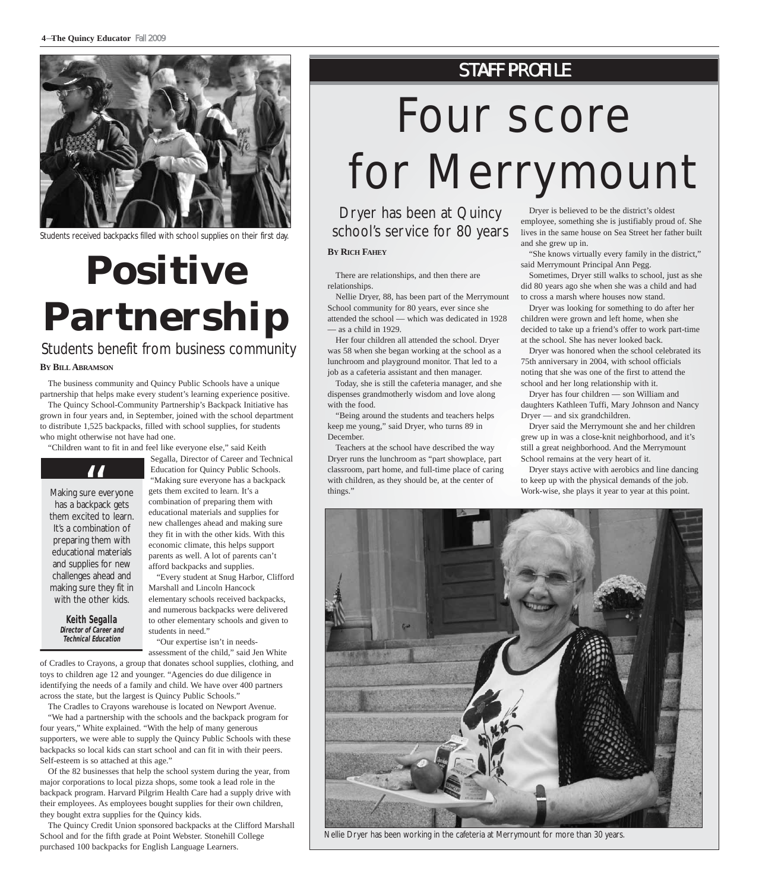Students received backpacks filled with school supplies on their first day.

# Positive Partnership

## Students benefit from business community

**By Bill Abramson**

The business community and Quincy Public Schools have a unique partnership that helps make every student's learning experience positive.

The Quincy School-Community Partnership's Backpack Initiative has grown in four years and, in September, joined with the school department to distribute 1,525 backpacks, filled with school supplies, for students who might otherwise not have had one.

"Children want to fit in and feel like everyone else," said Keith Segalla, Director of Career and Technical Education for Quincy Public Schools. "Making sure everyone has a backpack gets them excited to learn. It's a combination of preparing them with educational materials and supplies for new challenges ahead and making sure they fit in with the other kids. With this economic climate, this helps support parents as well. A lot of parents can't afford backpacks and supplies.

> "Making sure everyone has a backpack gets them excited to learn. It's a combination of preparing them with educational materials and supplies for new challenges ahead and making sure they fit in with the other kids.
>
> **Keith Segalla**
> ***Director of Career and Technical Education***

"Every student at Snug Harbor, Clifford Marshall and Lincoln Hancock elementary schools received backpacks, and numerous backpacks were delivered to other elementary schools and given to students in need."

"Our expertise isn't in needs-assessment of the child," said Jen White of Cradles to Crayons, a group that donates school supplies, clothing, and toys to children age 12 and younger. "Agencies do due diligence in identifying the needs of a family and child. We have over 400 partners across the state, but the largest is Quincy Public Schools."

The Cradles to Crayons warehouse is located on Newport Avenue.

"We had a partnership with the schools and the backpack program for four years," White explained. "With the help of many generous supporters, we were able to supply the Quincy Public Schools with these backpacks so local kids can start school and can fit in with their peers. Self-esteem is so attached at this age."

Of the 82 businesses that help the school system during the year, from major corporations to local pizza shops, some took a lead role in the backpack program. Harvard Pilgrim Health Care had a supply drive with their employees. As employees bought supplies for their own children, they bought extra supplies for the Quincy kids.

The Quincy Credit Union sponsored backpacks at the Clifford Marshall School and for the fifth grade at Point Webster. Stonehill College purchased 100 backpacks for English Language Learners.

STAFF PROFILE

# Four score for Merrymount

## Dryer has been at Quincy school's service for 80 years

**By Rich Fahey**

There are relationships, and then there are relationships.

Nellie Dryer, 88, has been part of the Merrymount School community for 80 years, ever since she attended the school — which was dedicated in 1928 — as a child in 1929.

Her four children all attended the school. Dryer was 58 when she began working at the school as a lunchroom and playground monitor. That led to a job as a cafeteria assistant and then manager.

Today, she is still the cafeteria manager, and she dispenses grandmotherly wisdom and love along with the food.

"Being around the students and teachers helps keep me young," said Dryer, who turns 89 in December.

Teachers at the school have described the way Dryer runs the lunchroom as "part showplace, part classroom, part home, and full-time place of caring with children, as they should be, at the center of things."

Dryer is believed to be the district's oldest employee, something she is justifiably proud of. She lives in the same house on Sea Street her father built and she grew up in.

"She knows virtually every family in the district," said Merrymount Principal Ann Pegg.

Sometimes, Dryer still walks to school, just as she did 80 years ago she when she was a child and had to cross a marsh where houses now stand.

Dryer was looking for something to do after her children were grown and left home, when she decided to take up a friend's offer to work part-time at the school. She has never looked back.

Dryer was honored when the school celebrated its 75th anniversary in 2004, with school officials noting that she was one of the first to attend the school and her long relationship with it.

Dryer has four children — son William and daughters Kathleen Tuffi, Mary Johnson and Nancy Dryer — and six grandchildren.

Dryer said the Merrymount she and her children grew up in was a close-knit neighborhood, and it's still a great neighborhood. And the Merrymount School remains at the very heart of it.

Dryer stays active with aerobics and line dancing to keep up with the physical demands of the job. Work-wise, she plays it year to year at this point.

Nellie Dryer has been working in the cafeteria at Merrymount for more than 30 years.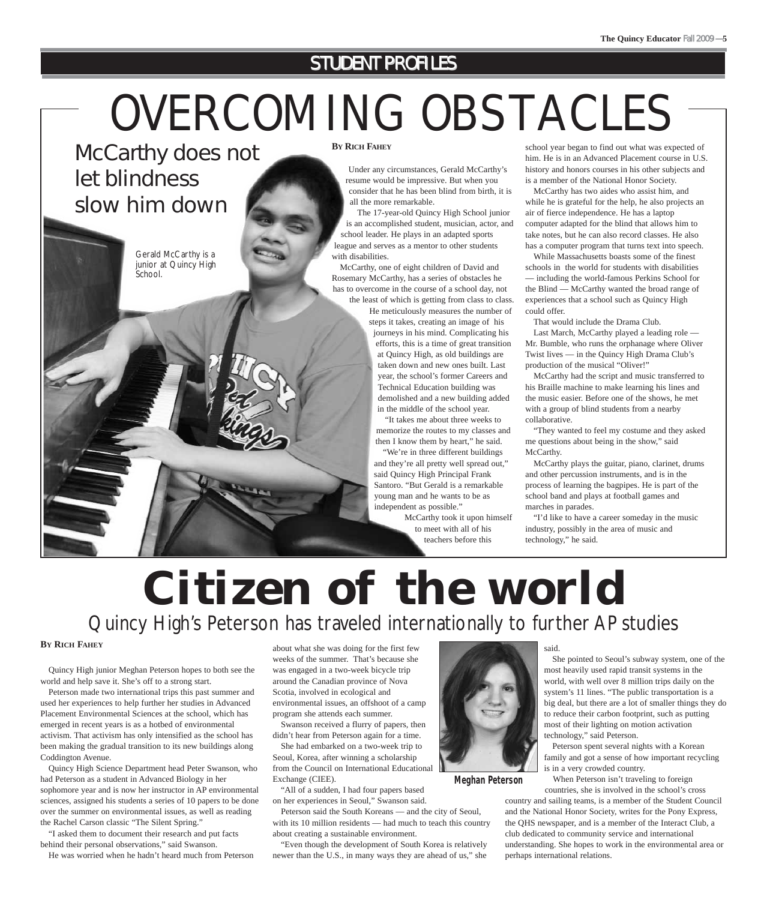STUDENT PROFILES

# OVERCOMING OBSTACLES

## McCarthy does not let blindness slow him down

Gerald McCarthy is a junior at Quincy High School.

**By Rich Fahey**

Under any circumstances, Gerald McCarthy's resume would be impressive. But when you consider that he has been blind from birth, it is all the more remarkable.

The 17-year-old Quincy High School junior is an accomplished student, musician, actor, and school leader. He plays in an adapted sports league and serves as a mentor to other students with disabilities.

McCarthy, one of eight children of David and Rosemary McCarthy, has a series of obstacles he has to overcome in the course of a school day, not the least of which is getting from class to class. He meticulously measures the number of steps it takes, creating an image of his journeys in his mind. Complicating his efforts, this is a time of great transition at Quincy High, as old buildings are taken down and new ones built. Last year, the school's former Careers and Technical Education building was demolished and a new building added in the middle of the school year.

"It takes me about three weeks to memorize the routes to my classes and then I know them by heart," he said.

"We're in three different buildings and they're all pretty well spread out," said Quincy High Principal Frank Santoro. "But Gerald is a remarkable young man and he wants to be as independent as possible."

McCarthy took it upon himself to meet with all of his teachers before this school year began to find out what was expected of him. He is in an Advanced Placement course in U.S. history and honors courses in his other subjects and is a member of the National Honor Society.

McCarthy has two aides who assist him, and while he is grateful for the help, he also projects an air of fierce independence. He has a laptop computer adapted for the blind that allows him to take notes, but he can also record classes. He also has a computer program that turns text into speech.

While Massachusetts boasts some of the finest schools in the world for students with disabilities — including the world-famous Perkins School for the Blind — McCarthy wanted the broad range of experiences that a school such as Quincy High could offer.

That would include the Drama Club.

Last March, McCarthy played a leading role — Mr. Bumble, who runs the orphanage where Oliver Twist lives — in the Quincy High Drama Club's production of the musical "Oliver!"

McCarthy had the script and music transferred to his Braille machine to make learning his lines and the music easier. Before one of the shows, he met with a group of blind students from a nearby collaborative.

"They wanted to feel my costume and they asked me questions about being in the show," said McCarthy.

McCarthy plays the guitar, piano, clarinet, drums and other percussion instruments, and is in the process of learning the bagpipes. He is part of the school band and plays at football games and marches in parades.

"I'd like to have a career someday in the music industry, possibly in the area of music and technology," he said.

# Citizen of the world

## Quincy High's Peterson has traveled internationally to further AP studies

**By Rich Fahey**

Quincy High junior Meghan Peterson hopes to both see the world and help save it. She's off to a strong start.

Peterson made two international trips this past summer and used her experiences to help further her studies in Advanced Placement Environmental Sciences at the school, which has emerged in recent years is as a hotbed of environmental activism. That activism has only intensified as the school has been making the gradual transition to its new buildings along Coddington Avenue.

Quincy High Science Department head Peter Swanson, who had Peterson as a student in Advanced Biology in her sophomore year and is now her instructor in AP environmental sciences, assigned his students a series of 10 papers to be done over the summer on environmental issues, as well as reading the Rachel Carson classic "The Silent Spring."

"I asked them to document their research and put facts behind their personal observations," said Swanson.

He was worried when he hadn't heard much from Peterson about what she was doing for the first few weeks of the summer. That's because she was engaged in a two-week bicycle trip around the Canadian province of Nova Scotia, involved in ecological and environmental issues, an offshoot of a camp program she attends each summer.

Swanson received a flurry of papers, then didn't hear from Peterson again for a time.

She had embarked on a two-week trip to Seoul, Korea, after winning a scholarship from the Council on International Educational Exchange (CIEE).

"All of a sudden, I had four papers based on her experiences in Seoul," Swanson said.

Peterson said the South Koreans — and the city of Seoul, with its 10 million residents — had much to teach this country about creating a sustainable environment.

"Even though the development of South Korea is relatively newer than the U.S., in many ways they are ahead of us," she said.

Meghan Peterson

She pointed to Seoul's subway system, one of the most heavily used rapid transit systems in the world, with well over 8 million trips daily on the system's 11 lines. "The public transportation is a big deal, but there are a lot of smaller things they do to reduce their carbon footprint, such as putting most of their lighting on motion activation technology," said Peterson.

Peterson spent several nights with a Korean family and got a sense of how important recycling is in a very crowded country.

When Peterson isn't traveling to foreign countries, she is involved in the school's cross country and sailing teams, is a member of the Student Council and the National Honor Society, writes for the Pony Express, the QHS newspaper, and is a member of the Interact Club, a club dedicated to community service and international understanding. She hopes to work in the environmental area or perhaps international relations.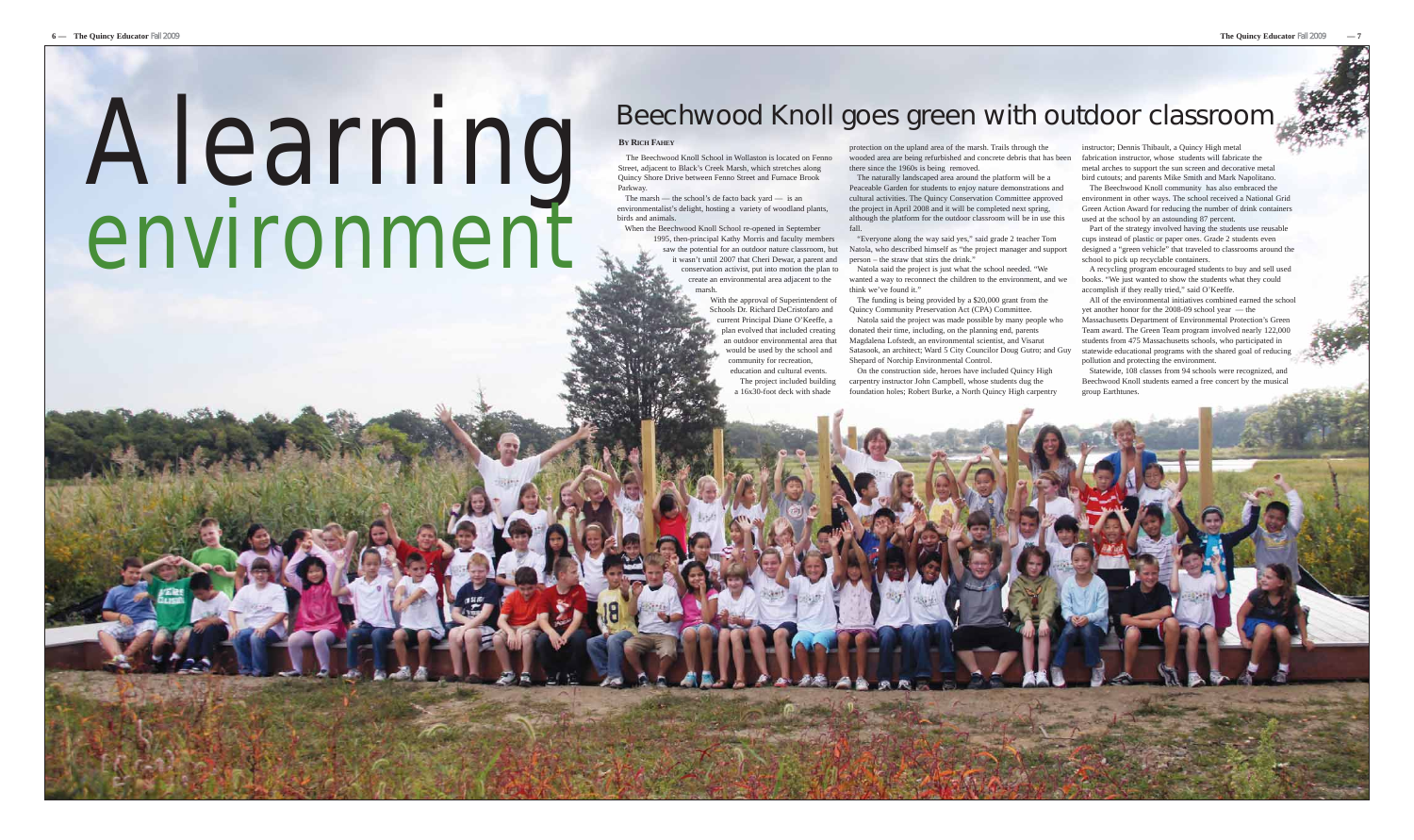# A learning environment

## Beechwood Knoll goes green with outdoor classroom

**By Rich Fahey**

The Beechwood Knoll School in Wollaston is located on Fenno Street, adjacent to Black's Creek Marsh, which stretches along Quincy Shore Drive between Fenno Street and Furnace Brook Parkway.

The marsh — the school's de facto back yard — is an environmentalist's delight, hosting a variety of woodland plants, birds and animals.

When the Beechwood Knoll School re-opened in September 1995, then-principal Kathy Morris and faculty members saw the potential for an outdoor nature classroom, but it wasn't until 2007 that Cheri Dewar, a parent and conservation activist, put into motion the plan to create an environmental area adjacent to the marsh.

With the approval of Superintendent of Schools Dr. Richard DeCristofaro and current Principal Diane O'Keeffe, a plan evolved that included creating an outdoor environmental area that would be used by the school and community for recreation, education and cultural events.

The project included building a 16x30-foot deck with shade protection on the upland area of the marsh. Trails through the wooded area are being refurbished and concrete debris that has been there since the 1960s is being removed.

The naturally landscaped area around the platform will be a Peaceable Garden for students to enjoy nature demonstrations and cultural activities. The Quincy Conservation Committee approved the project in April 2008 and it will be completed next spring, although the platform for the outdoor classroom will be in use this fall.

"Everyone along the way said yes," said grade 2 teacher Tom Natola, who described himself as "the project manager and support person – the straw that stirs the drink."

Natola said the project is just what the school needed. "We wanted a way to reconnect the children to the environment, and we think we've found it."

The funding is being provided by a $20,000 grant from the Quincy Community Preservation Act (CPA) Committee.

Natola said the project was made possible by many people who donated their time, including, on the planning end, parents Magdalena Lofstedt, an environmental scientist, and Visarut Satasook, an architect; Ward 5 City Councilor Doug Gutro; and Guy Shepard of Norchip Environmental Control.

On the construction side, heroes have included Quincy High carpentry instructor John Campbell, whose students dug the foundation holes; Robert Burke, a North Quincy High carpentry instructor; Dennis Thibault, a Quincy High metal fabrication instructor, whose students will fabricate the metal arches to support the sun screens and decorative metal bird cutouts; and parents Mike Smith and Mark Napolitano.

The Beechwood Knoll community has also embraced the environment in other ways. The school received a National Grid Green Action Award for reducing the number of drink containers used at the school by an astounding 87 percent.

Part of the strategy involved having the students use reusable cups instead of plastic or paper ones. Grade 2 students even designed a "green vehicle" that traveled to classrooms around the school to pick up recyclable containers.

A recycling program encouraged students to buy and sell used books. "We just wanted to show the students what they could accomplish if they really tried," said O'Keeffe.

All of the environmental initiatives combined earned the school yet another honor for the 2008-09 school year — the Massachusetts Department of Environmental Protection's Green Team award. The Green Team program involved nearly 122,000 students from 475 Massachusetts schools, who participated in statewide educational programs with the shared goal of reducing pollution and protecting the environment.

Statewide, 108 classes from 94 schools were recognized, and Beechwood Knoll students earned a free concert by the musical group Earthtunes.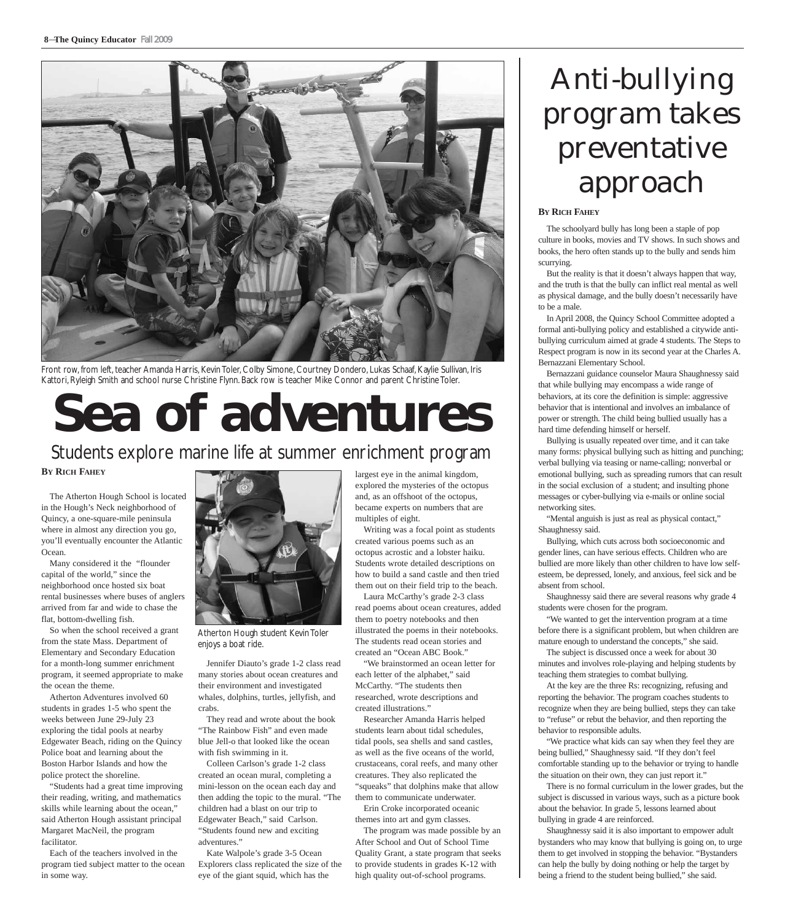Front row, from left, teacher Amanda Harris, Kevin Toler, Colby Simone, Courtney Dondero, Lukas Schaaf, Kaylie Sullivan, Iris Kattori, Ryleigh Smith and school nurse Christine Flynn. Back row is teacher Mike Connor and parent Christine Toler.

# Sea of adventures

## Students explore marine life at summer enrichment program

**By Rich Fahey**

The Atherton Hough School is located in the Hough's Neck neighborhood of Quincy, a one-square-mile peninsula where in almost any direction you go, you'll eventually encounter the Atlantic Ocean.

Many considered it the "flounder capital of the world," since the neighborhood once hosted six boat rental businesses where buses of anglers arrived from far and wide to chase the flat, bottom-dwelling fish.

So when the school received a grant from the state Mass. Department of Elementary and Secondary Education for a month-long summer enrichment program, it seemed appropriate to make the ocean the theme.

Atherton Adventures involved 60 students in grades 1-5 who spent the weeks between June 29-July 23 exploring the tidal pools at nearby Edgewater Beach, riding on the Quincy Police boat and learning about the Boston Harbor Islands and how the police protect the shoreline.

"Students had a great time improving their reading, writing, and mathematics skills while learning about the ocean," said Atherton Hough assistant principal Margaret MacNeil, the program facilitator.

Each of the teachers involved in the program tied subject matter to the ocean in some way.

Atherton Hough student Kevin Toler enjoys a boat ride.

Jennifer Diauto's grade 1-2 class read many stories about ocean creatures and their environment and investigated whales, dolphins, turtles, jellyfish, and crabs.

They read and wrote about the book "The Rainbow Fish" and even made blue Jell-o that looked like the ocean with fish swimming in it.

Colleen Carlson's grade 1-2 class created an ocean mural, completing a mini-lesson on the ocean each day and then adding the topic to the mural. "The children had a blast on our trip to Edgewater Beach," said Carlson. "Students found new and exciting adventures."

Kate Walpole's grade 3-5 Ocean Explorers class replicated the size of the eye of the giant squid, which has the largest eye in the animal kingdom, explored the mysteries of the octopus and, as an offshoot of the octopus, became experts on numbers that are multiples of eight.

Writing was a focal point as students created various poems such as an octopus acrostic and a lobster haiku. Students wrote detailed descriptions on how to build a sand castle and then tried them out on their field trip to the beach.

Laura McCarthy's grade 2-3 class read poems about ocean creatures, added them to poetry notebooks and then illustrated the poems in their notebooks. The students read ocean stories and created an "Ocean ABC Book."

"We brainstormed an ocean letter for each letter of the alphabet," said McCarthy. "The students then researched, wrote descriptions and created illustrations."

Researcher Amanda Harris helped students learn about tidal schedules, tidal pools, sea shells and sand castles, as well as the five oceans of the world, crustaceans, coral reefs, and many other creatures. They also replicated the "squeaks" that dolphins make that allow them to communicate underwater.

Erin Croke incorporated oceanic themes into art and gym classes.

The program was made possible by an After School and Out of School Time Quality Grant, a state program that seeks to provide students in grades K-12 with high quality out-of-school programs.

# Anti-bullying program takes preventative approach

**By Rich Fahey**

The schoolyard bully has long been a staple of pop culture in books, movies and TV shows. In such shows and books, the hero often stands up to the bully and sends him scurrying.

But the reality is that it doesn't always happen that way, and the truth is that the bully can inflict real mental as well as physical damage, and the bully doesn't necessarily have to be a male.

In April 2008, the Quincy School Committee adopted a formal anti-bullying policy and established a citywide anti-bullying curriculum aimed at grade 4 students. The Steps to Respect program is now in its second year at the Charles A. Bernazzani Elementary School.

Bernazzani guidance counselor Maura Shaughnessy said that while bullying may encompass a wide range of behaviors, at its core the definition is simple: aggressive behavior that is intentional and involves an imbalance of power or strength. The child being bullied usually has a hard time defending himself or herself.

Bullying is usually repeated over time, and it can take many forms: physical bullying such as hitting and punching; verbal bullying via teasing or name-calling; nonverbal or emotional bullying, such as spreading rumors that can result in the social exclusion of a student; and insulting phone messages or cyber-bullying via e-mails or online social networking sites.

"Mental anguish is just as real as physical contact," Shaughnessy said.

Bullying, which cuts across both socioeconomic and gender lines, can have serious effects. Children who are bullied are more likely than other children to have low self-esteem, be depressed, lonely, and anxious, feel sick and be absent from school.

Shaughnessy said there are several reasons why grade 4 students were chosen for the program.

"We wanted to get the intervention program at a time before there is a significant problem, but when children are mature enough to understand the concepts," she said.

The subject is discussed once a week for about 30 minutes and involves role-playing and helping students by teaching them strategies to combat bullying.

At the key are the three Rs: recognizing, refusing and reporting the behavior. The program coaches students to recognize when they are being bullied, steps they can take to "refuse" or rebut the behavior, and then reporting the behavior to responsible adults.

"We practice what kids can say when they feel they are being bullied," Shaughnessy said. "If they don't feel comfortable standing up to the behavior or trying to handle the situation on their own, they can just report it."

There is no formal curriculum in the lower grades, but the subject is discussed in various ways, such as a picture book about the behavior. In grade 5, lessons learned about bullying in grade 4 are reinforced.

Shaughnessy said it is also important to empower adult bystanders who may know that bullying is going on, to urge them to get involved in stopping the behavior. "Bystanders can help the bully by doing nothing or help the target by being a friend to the student being bullied," she said.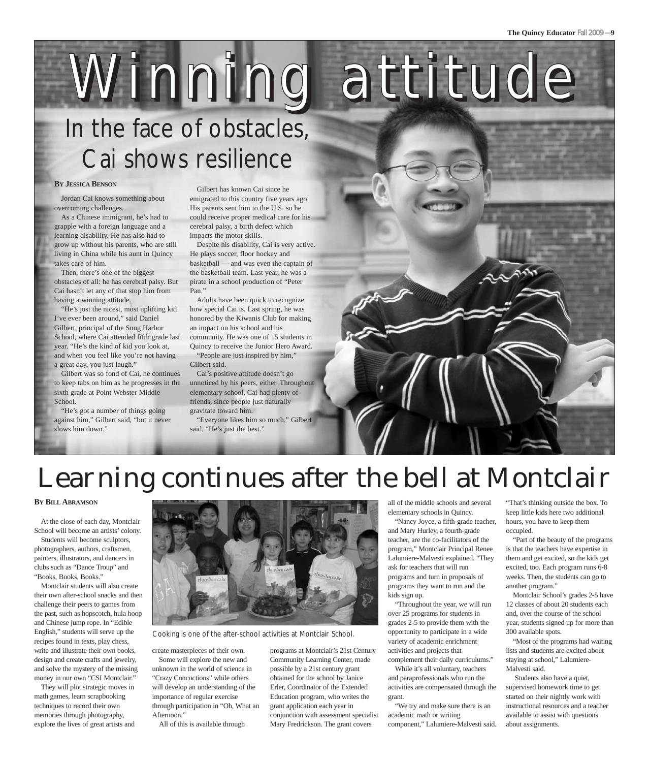# Winning attitude

## In the face of obstacles, Cai shows resilience

**By Jessica Benson**

Jordan Cai knows something about overcoming challenges.

As a Chinese immigrant, he's had to grapple with a foreign language and a learning disability. He has also had to grow up without his parents, who are still living in China while his aunt in Quincy takes care of him.

Then, there's one of the biggest obstacles of all: he has cerebral palsy. But Cai hasn't let any of that stop him from having a winning attitude.

"He's just the nicest, most uplifting kid I've ever been around," said Daniel Gilbert, principal of the Snug Harbor School, where Cai attended fifth grade last year. "He's the kind of kid you look at, and when you feel like you're not having a great day, you just laugh."

Gilbert was so fond of Cai, he continues to keep tabs on him as he progresses in the sixth grade at Point Webster Middle School.

"He's got a number of things going against him," Gilbert said, "but it never slows him down."

Gilbert has known Cai since he emigrated to this country five years ago. His parents sent him to the U.S. so he could receive proper medical care for his cerebral palsy, a birth defect which impacts the motor skills.

Despite his disability, Cai is very active. He plays soccer, floor hockey and basketball — and was even the captain of the basketball team. Last year, he was a pirate in a school production of "Peter Pan."

Adults have been quick to recognize how special Cai is. Last spring, he was honored by the Kiwanis Club for making an impact on his school and his community. He was one of 15 students in Quincy to receive the Junior Hero Award.

"People are just inspired by him," Gilbert said.

Cai's positive attitude doesn't go unnoticed by his peers, either. Throughout elementary school, Cai had plenty of friends, since people just naturally gravitate toward him.

"Everyone likes him so much," Gilbert said. "He's just the best."

# Learning continues after the bell at Montclair

**By Bill Abramson**

At the close of each day, Montclair School will become an artists' colony.

Students will become sculptors, photographers, authors, craftsmen, painters, illustrators, and dancers in clubs such as "Dance Troup" and "Books, Books, Books."

Montclair students will also create their own after-school snacks and then challenge their peers to games from the past, such as hopscotch, hula hoop and Chinese jump rope. In "Edible English," students will serve up the recipes found in texts, play chess, write and illustrate their own books, design and create crafts and jewelry, and solve the mystery of the missing money in our own "CSI Montclair."

They will plot strategic moves in math games, learn scrapbooking techniques to record their own memories through photography, explore the lives of great artists and create masterpieces of their own.

Some will explore the new and unknown in the world of science in "Crazy Concoctions" while others will develop an understanding of the importance of regular exercise through participation in "Oh, What an Afternoon."

All of this is available through programs at Montclair's 21st Century Community Learning Center, made possible by a 21st century grant obtained for the school by Janice Erler, Coordinator of the Extended Education program, who writes the grant application each year in conjunction with assessment specialist Mary Fredrickson. The grant covers all of the middle schools and several elementary schools in Quincy.

"Nancy Joyce, a fifth-grade teacher, and Mary Hurley, a fourth-grade teacher, are the co-facilitators of the program," Montclair Principal Renee Lalumiere-Malvesti explained. "They ask for teachers that will run programs and turn in proposals of programs they want to run and the kids sign up.

"Throughout the year, we will run over 25 programs for students in grades 2-5 to provide them with the opportunity to participate in a wide variety of academic enrichment activities and projects that complement their daily curriculums."

While it's all voluntary, teachers and paraprofessionals who run the activities are compensated through the grant.

"We try and make sure there is an academic math or writing component," Lalumiere-Malvesti said. "That's thinking outside the box. To keep little kids here two additional hours, you have to keep them occupied.

"Part of the beauty of the programs is that the teachers have expertise in them and get excited, so the kids get excited, too. Each program runs 6-8 weeks. Then, the students can go to another program."

Montclair School's grades 2-5 have 12 classes of about 20 students each and, over the course of the school year, students signed up for more than 300 available spots.

"Most of the programs had waiting lists and students are excited about staying at school," Lalumiere-Malvesti said.

Students also have a quiet, supervised homework time to get started on their nightly work with instructional resources and a teacher available to assist with questions about assignments.

Cooking is one of the after-school activities at Montclair School.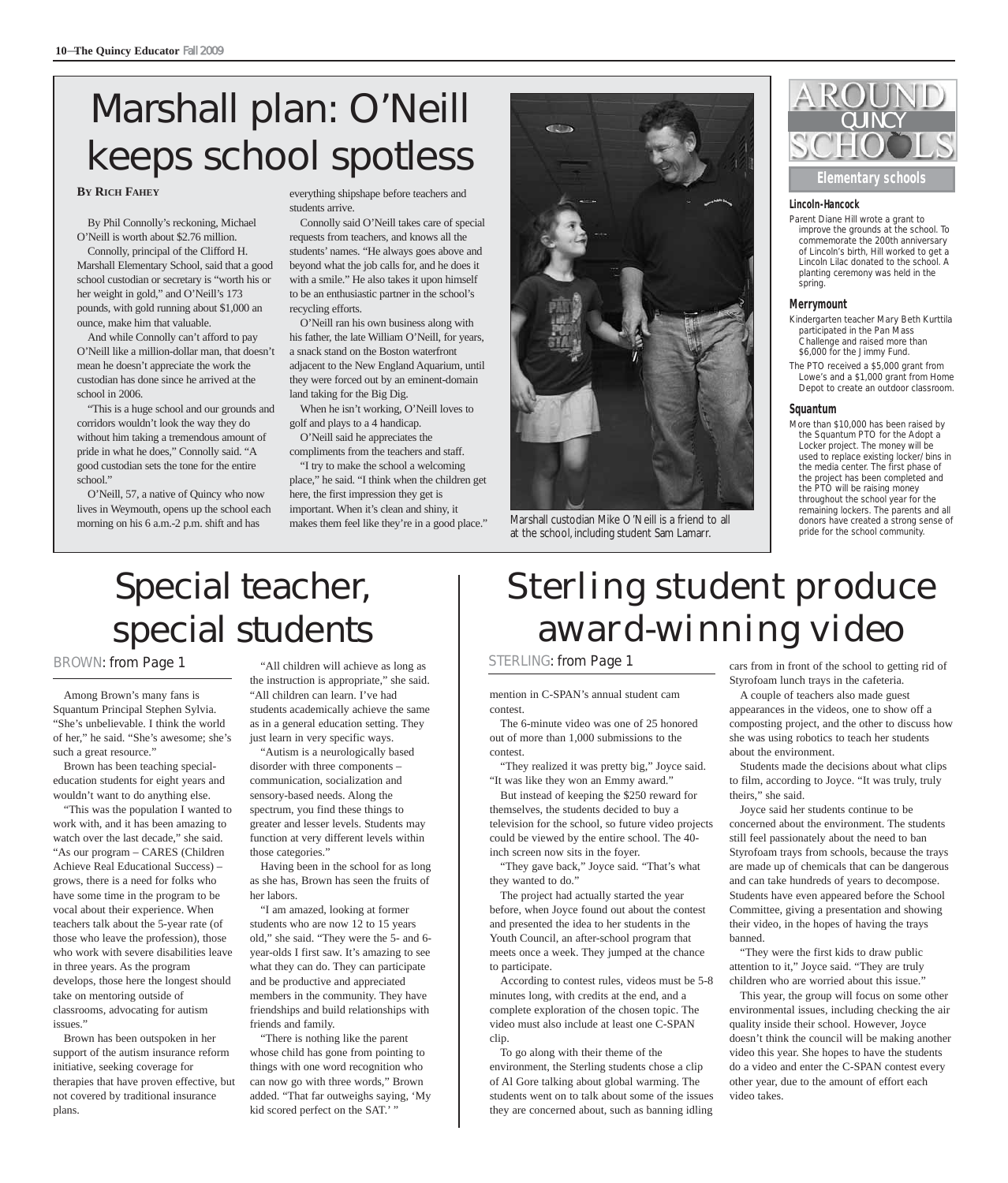# Marshall plan: O'Neill keeps school spotless

**By Rich Fahey**

By Phil Connolly's reckoning, Michael O'Neill is worth about $2.76 million.

Connolly, principal of the Clifford H. Marshall Elementary School, said that a good school custodian or secretary is "worth his or her weight in gold," and O'Neill's 173 pounds, with gold running about $1,000 an ounce, make him that valuable.

And while Connolly can't afford to pay O'Neill like a million-dollar man, that doesn't mean he doesn't appreciate the work the custodian has done since he arrived at the school in 2006.

"This is a huge school and our grounds and corridors wouldn't look the way they do without him taking a tremendous amount of pride in what he does," Connolly said. "A good custodian sets the tone for the entire school."

O'Neill, 57, a native of Quincy who now lives in Weymouth, opens up the school each morning on his 6 a.m.-2 p.m. shift and has everything shipshape before teachers and students arrive.

Connolly said O'Neill takes care of special requests from teachers, and knows all the students' names. "He always goes above and beyond what the job calls for, and he does it with a smile." He also takes it upon himself to be an enthusiastic partner in the school's recycling efforts.

O'Neill ran his own business along with his father, the late William O'Neill, for years, a snack stand on the Boston waterfront adjacent to the New England Aquarium, until they were forced out by an eminent-domain land taking for the Big Dig.

When he isn't working, O'Neill loves to golf and plays to a 4 handicap.

O'Neill said he appreciates the compliments from the teachers and staff.

"I try to make the school a welcoming place," he said. "I think when the children get here, the first impression they get is important. When it's clean and shiny, it makes them feel like they're in a good place."

Marshall custodian Mike O'Neill is a friend to all at the school, including student Sam Lamarr.

# Around Quincy Schools

## Elementary schools

### Lincoln-Hancock

Parent Diane Hill wrote a grant to improve the grounds at the school. To commemorate the 200th anniversary of Lincoln's birth, Hill worked to get a Lincoln Lilac donated to the school. A planting ceremony was held in the spring.

### Merrymount

Kindergarten teacher Mary Beth Kurttila participated in the Pan Mass Challenge and raised more than $6,000 for the Jimmy Fund.

The PTO received a $5,000 grant from Lowe's and a $1,000 grant from Home Depot to create an outdoor classroom.

### Squantum

More than $10,000 has been raised by the Squantum PTO for the Adopt a Locker project. The money will be used to replace existing locker/bins in the media center. The first phase of the project has been completed and the PTO will be raising money throughout the school year for the remaining lockers. The parents and all donors have created a strong sense of pride for the school community.

# Special teacher, special students

BROWN: from Page 1

Among Brown's many fans is Squantum Principal Stephen Sylvia. "She's unbelievable. I think the world of her," he said. "She's awesome; she's such a great resource."

Brown has been teaching special-education students for eight years and wouldn't want to do anything else.

"This was the population I wanted to work with, and it has been amazing to watch over the last decade," she said. "As our program – CARES (Children Achieve Real Educational Success) – grows, there is a need for folks who have some time in the program to be vocal about their experience. When teachers talk about the 5-year rate (of those who leave the profession), those who work with severe disabilities leave in three years. As the program develops, those here the longest should take on mentoring outside of classrooms, advocating for autism issues."

Brown has been outspoken in her support of the autism insurance reform initiative, seeking coverage for therapies that have proven effective, but not covered by traditional insurance plans.

"All children will achieve as long as the instruction is appropriate," she said. "All children can learn. I've had students academically achieve the same as in a general education setting. They just learn in very specific ways.

"Autism is a neurologically based disorder with three components – communication, socialization and sensory-based needs. Along the spectrum, you find these things to greater and lesser levels. Students may function at very different levels within those categories."

Having been in the school for as long as she has, Brown has seen the fruits of her labors.

"I am amazed, looking at former students who are now 12 to 15 years old," she said. "They were the 5- and 6-year-olds I first saw. It's amazing to see what they can do. They can participate and be productive and appreciated members in the community. They have friendships and build relationships with friends and family.

"There is nothing like the parent whose child has gone from pointing to things with one word recognition who can now go with three words," Brown added. "That far outweighs saying, 'My kid scored perfect on the SAT.' "

# Sterling student produce award-winning video

STERLING: from Page 1

mention in C-SPAN's annual student cam contest.

The 6-minute video was one of 25 honored out of more than 1,000 submissions to the contest.

"They realized it was pretty big," Joyce said. "It was like they won an Emmy award."

But instead of keeping the $250 reward for themselves, the students decided to buy a television for the school, so future video projects could be viewed by the entire school. The 40-inch screen now sits in the foyer.

"They gave back," Joyce said. "That's what they wanted to do."

The project had actually started the year before, when Joyce found out about the contest and presented the idea to her students in the Youth Council, an after-school program that meets once a week. They jumped at the chance to participate.

According to contest rules, videos must be 5-8 minutes long, with credits at the end, and a complete exploration of the chosen topic. The video must also include at least one C-SPAN clip.

To go along with their theme of the environment, the Sterling students chose a clip of Al Gore talking about global warming. The students went on to talk about some of the issues they are concerned about, such as banning idling cars from in front of the school to getting rid of Styrofoam lunch trays in the cafeteria.

A couple of teachers also made guest appearances in the videos, one to show off a composting project, and the other to discuss how she was using robotics to teach her students about the environment.

Students made the decisions about what clips to film, according to Joyce. "It was truly, truly theirs," she said.

Joyce said her students continue to be concerned about the environment. The students still feel passionately about the need to ban Styrofoam trays from schools, because the trays are made up of chemicals that can be dangerous and can take hundreds of years to decompose. Students have even appeared before the School Committee, giving a presentation and showing their video, in the hopes of having the trays banned.

"They were the first kids to draw public attention to it," Joyce said. "They are truly children who are worried about this issue."

This year, the group will focus on some other environmental issues, including checking the air quality inside their school. However, Joyce doesn't think the council will be making another video this year. She hopes to have the students do a video and enter the C-SPAN contest every other year, due to the amount of effort each video takes.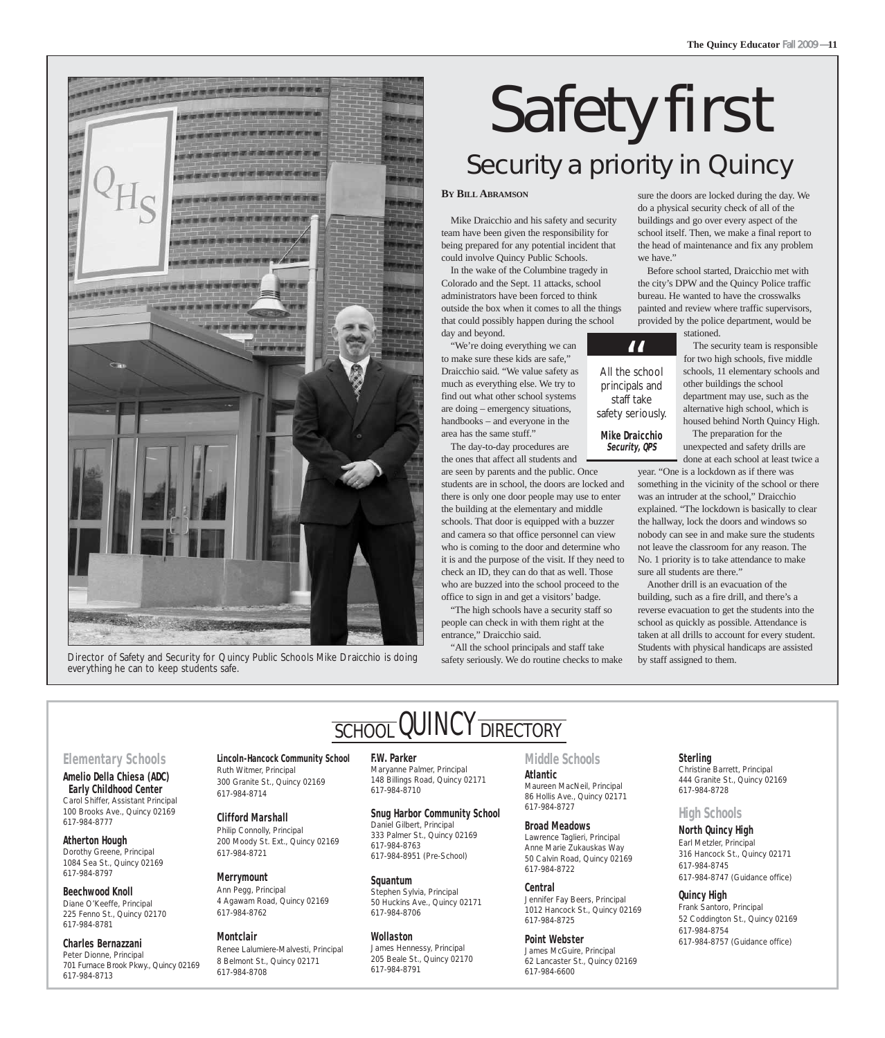# Safety first

## Security a priority in Quincy

**By Bill Abramson**

Director of Safety and Security for Quincy Public Schools Mike Draicchio is doing everything he can to keep students safe.

Mike Draicchio and his safety and security team have been given the responsibility for being prepared for any potential incident that could involve Quincy Public Schools.

In the wake of the Columbine tragedy in Colorado and the Sept. 11 attacks, school administrators have been forced to think outside the box when it comes to all the things that could possibly happen during the school day and beyond.

"We're doing everything we can to make sure these kids are safe," Draicchio said. "We value safety as much as everything else. We try to find out what other school systems are doing – emergency situations, handbooks – and everyone in the area has the same stuff."

The day-to-day procedures are the ones that affect all students and are seen by parents and the public. Once students are in school, the doors are locked and there is only one door people may use to enter the building at the elementary and middle schools. That door is equipped with a buzzer and camera so that office personnel can view who is coming to the door and determine who it is and the purpose of the visit. If they need to check an ID, they can do that as well. Those who are buzzed into the school proceed to the office to sign in and get a visitors' badge.

"The high schools have a security staff so people can check in with them right at the entrance," Draicchio said.

"All the school principals and staff take safety seriously. We do routine checks to make sure the doors are locked during the day. We do a physical security check of all of the buildings and go over every aspect of the school itself. Then, we make a final report to the head of maintenance and fix any problem we have."

> "All the school principals and staff take safety seriously.
>
> **Mike Draicchio**
> ***Security, QPS***

Before school started, Draicchio met with the city's DPW and the Quincy Police traffic bureau. He wanted to have the crosswalks painted and review where traffic supervisors, provided by the police department, would be stationed.

The security team is responsible for two high schools, five middle schools, 11 elementary schools and other buildings the school department may use, such as the alternative high school, which is housed behind North Quincy High.

The preparation for the unexpected and safety drills are done at each school at least twice a year. "One is a lockdown as if there was something in the vicinity of the school or there was an intruder at the school," Draicchio explained. "The lockdown is basically to clear the hallway, lock the doors and windows so nobody can see in and make sure the students not leave the classroom for any reason. The No. 1 priority is to take attendance to make sure all students are there."

Another drill is an evacuation of the building, such as a fire drill, and there's a reverse evacuation to get the students into the school as quickly as possible. Attendance is taken at all drills to account for every student. Students with physical handicaps are assisted by staff assigned to them.

# School Quincy Directory

## Elementary Schools

**Amelio Della Chiesa (ADC) Early Childhood Center**
Carol Shiffer, Assistant Principal
100 Brooks Ave., Quincy 02169
617-984-8777

**Atherton Hough**
Dorothy Greene, Principal
1084 Sea St., Quincy 02169
617-984-8797

**Beechwood Knoll**
Diane O'Keeffe, Principal
225 Fenno St., Quincy 02170
617-984-8781

**Charles Bernazzani**
Peter Dionne, Principal
701 Furnace Brook Pkwy., Quincy 02169
617-984-8713

**Lincoln-Hancock Community School**
Ruth Witmer, Principal
300 Granite St., Quincy 02169
617-984-8714

**Clifford Marshall**
Philip Connolly, Principal
200 Moody St. Ext., Quincy 02169
617-984-8721

**Merrymount**
Ann Pegg, Principal
4 Agawam Road, Quincy 02169
617-984-8762

**Montclair**
Renee Lalumiere-Malvesti, Principal
8 Belmont St., Quincy 02171
617-984-8708

**F.W. Parker**
Maryanne Palmer, Principal
148 Billings Road, Quincy 02171
617-984-8710

**Snug Harbor Community School**
Daniel Gilbert, Principal
333 Palmer St., Quincy 02169
617-984-8763
617-984-8951 (Pre-School)

**Squantum**
Stephen Sylvia, Principal
50 Huckins Ave., Quincy 02171
617-984-8706

**Wollaston**
James Hennessy, Principal
205 Beale St., Quincy 02170
617-984-8791

## Middle Schools

**Atlantic**
Maureen MacNeil, Principal
86 Hollis Ave., Quincy 02171
617-984-8727

**Broad Meadows**
Lawrence Taglieri, Principal
Anne Marie Zukauskas Way
50 Calvin Road, Quincy 02169
617-984-8722

**Central**
Jennifer Fay Beers, Principal
1012 Hancock St., Quincy 02169
617-984-8725

**Point Webster**
James McGuire, Principal
62 Lancaster St., Quincy 02169
617-984-6600

**Sterling**
Christine Barrett, Principal
444 Granite St., Quincy 02169
617-984-8728

## High Schools

**North Quincy High**
Earl Metzler, Principal
316 Hancock St., Quincy 02171
617-984-8745
617-984-8747 (Guidance office)

**Quincy High**
Frank Santoro, Principal
52 Coddington St., Quincy 02169
617-984-8754
617-984-8757 (Guidance office)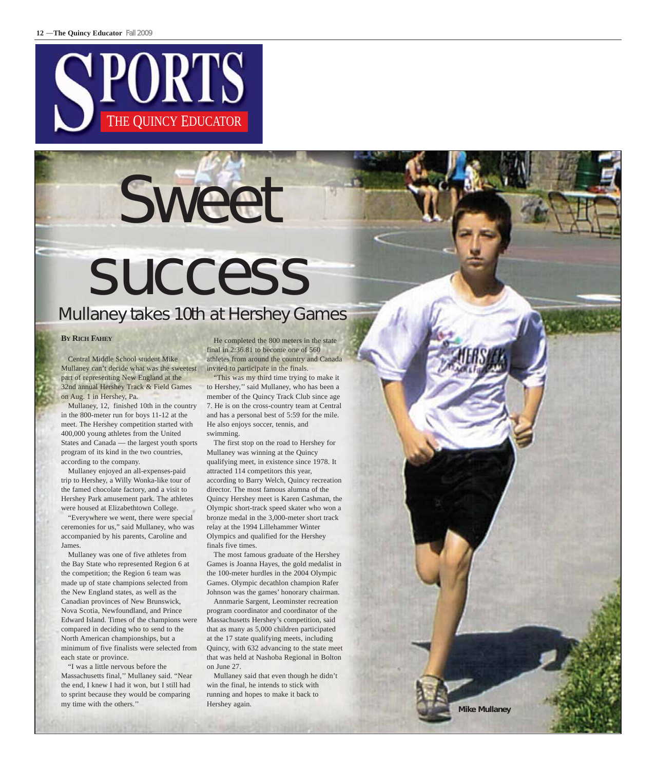# SPORTS

THE QUINCY EDUCATOR

# Sweet success

## Mullaney takes 10th at Hershey Games

**BY RICH FAHEY**

Central Middle School student Mike Mullaney can't decide what was the sweetest part of representing New England at the 32nd annual Hershey Track & Field Games on Aug. 1 in Hershey, Pa.

Mullaney, 12, finished 10th in the country in the 800-meter run for boys 11-12 at the meet. The Hershey competition started with 400,000 young athletes from the United States and Canada — the largest youth sports program of its kind in the two countries, according to the company.

Mullaney enjoyed an all-expenses-paid trip to Hershey, a Willy Wonka-like tour of the famed chocolate factory, and a visit to Hershey Park amusement park. The athletes were housed at Elizabethtown College.

"Everywhere we went, there were special ceremonies for us," said Mullaney, who was accompanied by his parents, Caroline and James.

Mullaney was one of five athletes from the Bay State who represented Region 6 at the competition; the Region 6 team was made up of state champions selected from the New England states, as well as the Canadian provinces of New Brunswick, Nova Scotia, Newfoundland, and Prince Edward Island. Times of the champions were compared in deciding who to send to the North American championships, but a minimum of five finalists were selected from each state or province.

"I was a little nervous before the Massachusetts final,'' Mullaney said. "Near the end, I knew I had it won, but I still had to sprint because they would be comparing my time with the others.''

He completed the 800 meters in the state final in 2:36.81 to become one of 560 athletes from around the country and Canada invited to participate in the finals.

"This was my third time trying to make it to Hershey,'' said Mullaney, who has been a member of the Quincy Track Club since age 7. He is on the cross-country team at Central and has a personal best of 5:59 for the mile. He also enjoys soccer, tennis, and swimming.

The first stop on the road to Hershey for Mullaney was winning at the Quincy qualifying meet, in existence since 1978. It attracted 114 competitors this year, according to Barry Welch, Quincy recreation director. The most famous alumna of the Quincy Hershey meet is Karen Cashman, the Olympic short-track speed skater who won a bronze medal in the 3,000-meter short track relay at the 1994 Lillehammer Winter Olympics and qualified for the Hershey finals five times.

The most famous graduate of the Hershey Games is Joanna Hayes, the gold medalist in the 100-meter hurdles in the 2004 Olympic Games. Olympic decathlon champion Rafer Johnson was the games' honorary chairman.

Annmarie Sargent, Leominster recreation program coordinator and coordinator of the Massachusetts Hershey's competition, said that as many as 5,000 children participated at the 17 state qualifying meets, including Quincy, with 632 advancing to the state meet that was held at Nashoba Regional in Bolton on June 27.

Mullaney said that even though he didn't win the final, he intends to stick with running and hopes to make it back to Hershey again.

**Mike Mullaney**